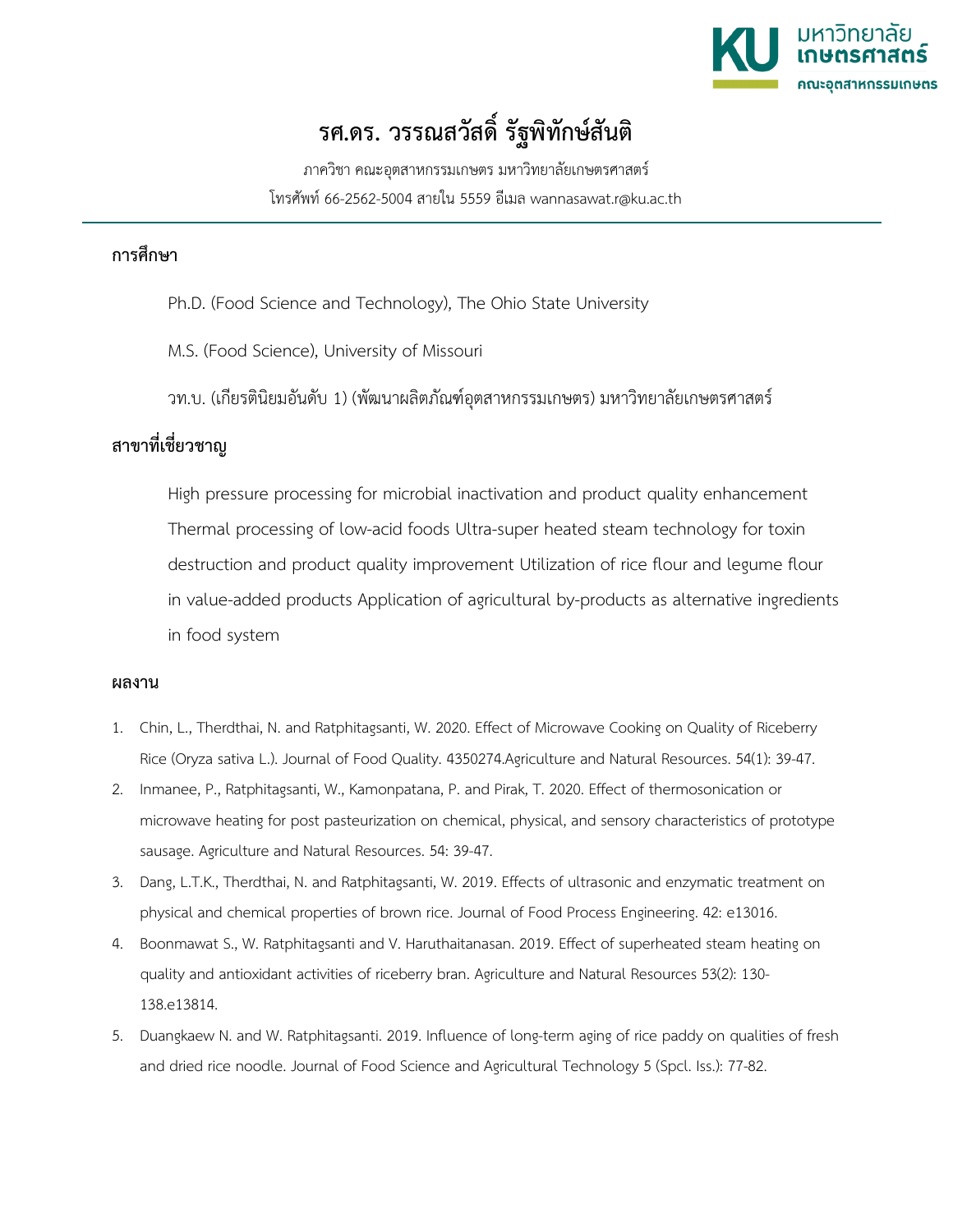# รศ.ดร. วรรณสวัสดิ์ รัฐพิทักษ์สันติ

ภาควิชา คณะอุตสาหกรรมเกษตร มหาวิทยาลัยเกษตรศาสตร์

โทรศัพท์ 66-2562-5004 สายใน 5559 อีเมล wannasawat.r@ku.ac.th

## การศึกษา

Ph.D. (Food Science and Technology), The Ohio State University

M.S. (Food Science), University of Missouri

วท.บ. (เกียรตินิยมอันดับ 1) (พัฒนาผลิตภัณฑ์อุตสาหกรรมเกษตร) มหาวิทยาลัยเกษตรศาสตร์

## สาขาที่เชี่ยวชาญ

High pressure processing for microbial inactivation and product quality enhancement Thermal processing of low-acid foods Ultra-super heated steam technology for toxin destruction and product quality improvement Utilization of rice flour and legume flour in value-added products Application of agricultural by-products as alternative ingredients in food system

## ผลงาน

1. Chin, L., Therdthai, N. and Ratphitagsanti, W. 2020. Effect of Microwave Cooking on Quality of Riceberry Rice (Oryza sativa L.). Journal of Food Quality. 4350274.Agriculture and Natural Resources. 54(1): 39-47.
2. Inmanee, P., Ratphitagsanti, W., Kamonpatana, P. and Pirak, T. 2020. Effect of thermosonication or microwave heating for post pasteurization on chemical, physical, and sensory characteristics of prototype sausage. Agriculture and Natural Resources. 54: 39-47.
3. Dang, L.T.K., Therdthai, N. and Ratphitagsanti, W. 2019. Effects of ultrasonic and enzymatic treatment on physical and chemical properties of brown rice. Journal of Food Process Engineering. 42: e13016.
4. Boonmawat S., W. Ratphitagsanti and V. Haruthaitanasan. 2019. Effect of superheated steam heating on quality and antioxidant activities of riceberry bran. Agriculture and Natural Resources 53(2): 130-138.e13814.
5. Duangkaew N. and W. Ratphitagsanti. 2019. Influence of long-term aging of rice paddy on qualities of fresh and dried rice noodle. Journal of Food Science and Agricultural Technology 5 (Spcl. Iss.): 77-82.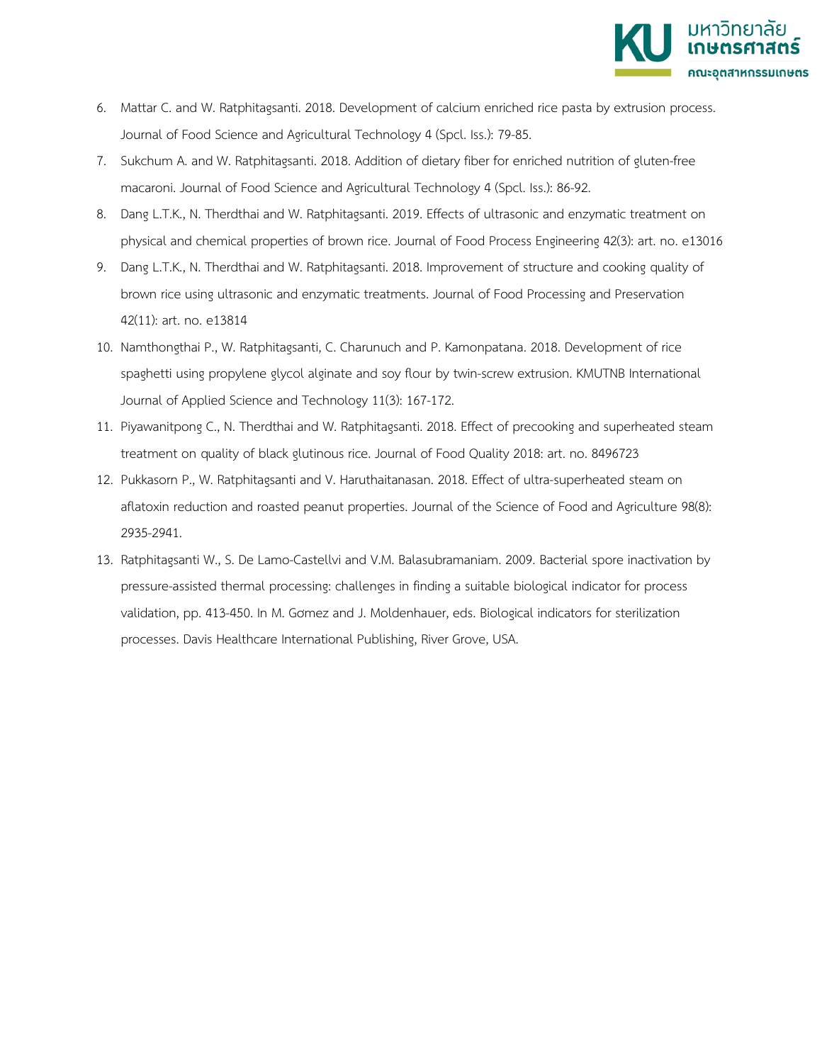6. Mattar C. and W. Ratphitagsanti. 2018. Development of calcium enriched rice pasta by extrusion process. Journal of Food Science and Agricultural Technology 4 (Spcl. Iss.): 79-85.
7. Sukchum A. and W. Ratphitagsanti. 2018. Addition of dietary fiber for enriched nutrition of gluten-free macaroni. Journal of Food Science and Agricultural Technology 4 (Spcl. Iss.): 86-92.
8. Dang L.T.K., N. Therdthai and W. Ratphitagsanti. 2019. Effects of ultrasonic and enzymatic treatment on physical and chemical properties of brown rice. Journal of Food Process Engineering 42(3): art. no. e13016
9. Dang L.T.K., N. Therdthai and W. Ratphitagsanti. 2018. Improvement of structure and cooking quality of brown rice using ultrasonic and enzymatic treatments. Journal of Food Processing and Preservation 42(11): art. no. e13814
10. Namthongthai P., W. Ratphitagsanti, C. Charunuch and P. Kamonpatana. 2018. Development of rice spaghetti using propylene glycol alginate and soy flour by twin-screw extrusion. KMUTNB International Journal of Applied Science and Technology 11(3): 167-172.
11. Piyawanitpong C., N. Therdthai and W. Ratphitagsanti. 2018. Effect of precooking and superheated steam treatment on quality of black glutinous rice. Journal of Food Quality 2018: art. no. 8496723
12. Pukkasorn P., W. Ratphitagsanti and V. Haruthaitanasan. 2018. Effect of ultra-superheated steam on aflatoxin reduction and roasted peanut properties. Journal of the Science of Food and Agriculture 98(8): 2935-2941.
13. Ratphitagsanti W., S. De Lamo-Castellvi and V.M. Balasubramaniam. 2009. Bacterial spore inactivation by pressure-assisted thermal processing: challenges in finding a suitable biological indicator for process validation, pp. 413-450. In M. Gơmez and J. Moldenhauer, eds. Biological indicators for sterilization processes. Davis Healthcare International Publishing, River Grove, USA.